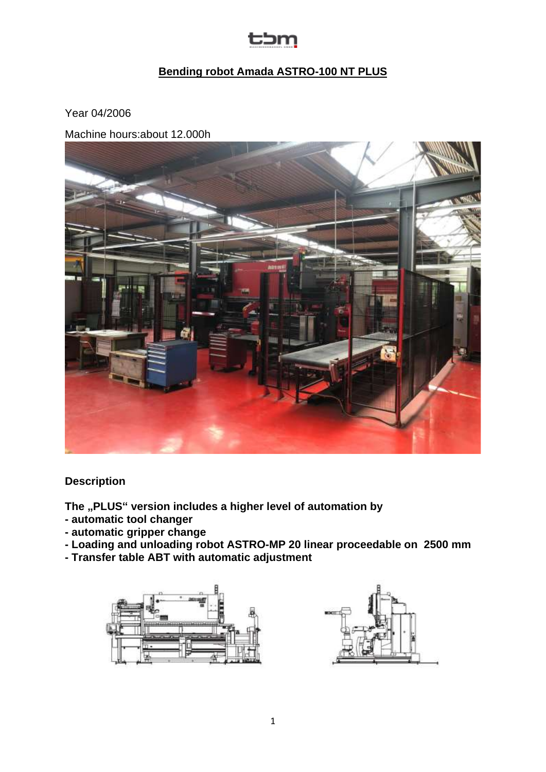# Bending robot Amada ASTRO-100 NT PLUS

Year 04/2006

Machine hours:about 12.000h

**Description**

**The „PLUS" version includes a higher level of automation by**
- **automatic tool changer**
- **automatic gripper change**
- **Loading and unloading robot ASTRO-MP 20 linear proceedable on 2500 mm**
- **Transfer table ABT with automatic adjustment**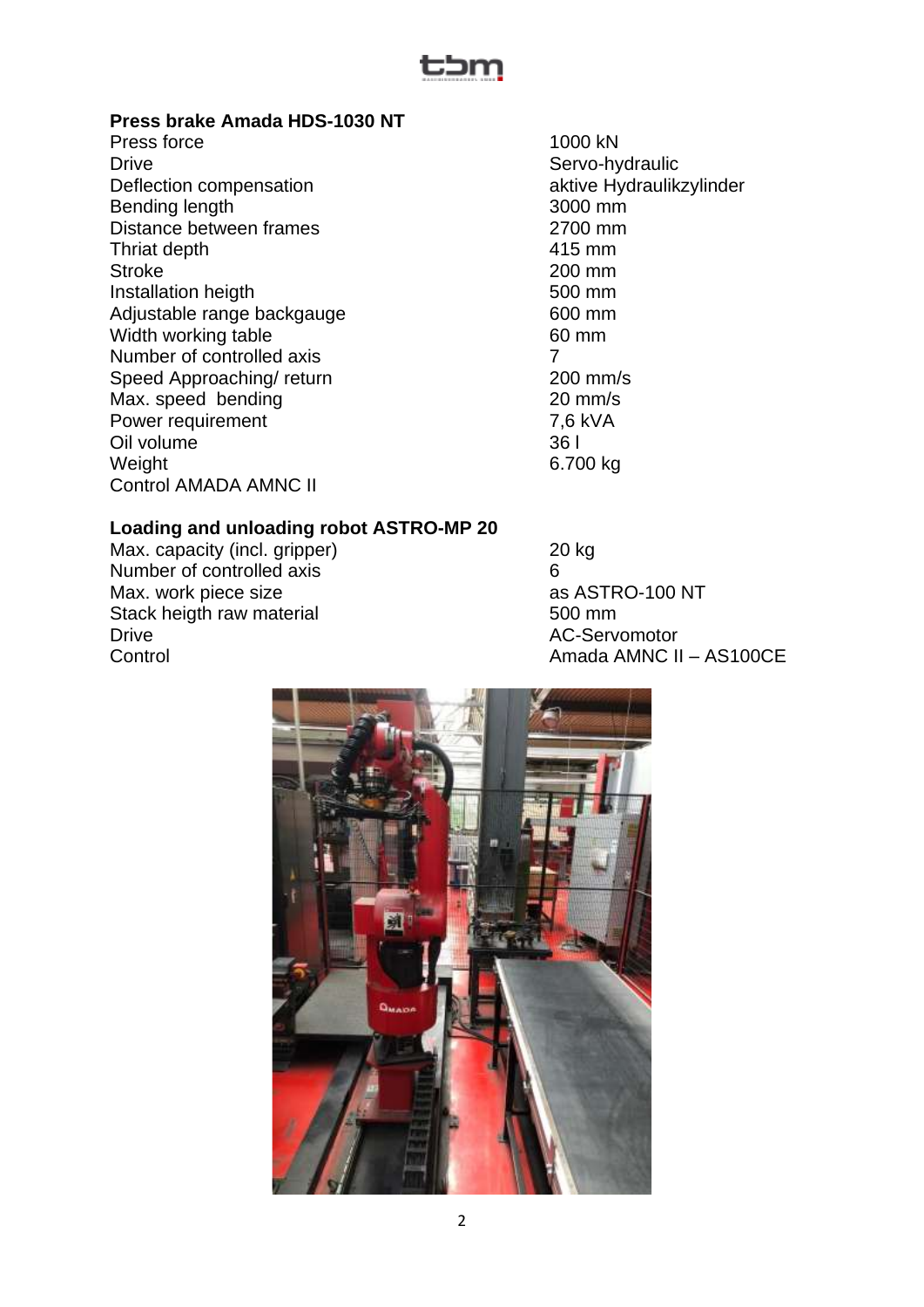## Press brake Amada HDS-1030 NT

| | |
|---|---|
| Press force | 1000 kN |
| Drive | Servo-hydraulic |
| Deflection compensation | aktive Hydraulikzylinder |
| Bending length | 3000 mm |
| Distance between frames | 2700 mm |
| Thriat depth | 415 mm |
| Stroke | 200 mm |
| Installation heigth | 500 mm |
| Adjustable range backgauge | 600 mm |
| Width working table | 60 mm |
| Number of controlled axis | 7 |
| Speed Approaching/ return | 200 mm/s |
| Max. speed bending | 20 mm/s |
| Power requirement | 7,6 kVA |
| Oil volume | 36 l |
| Weight | 6.700 kg |
| Control AMADA AMNC II | |

## Loading and unloading robot ASTRO-MP 20

| | |
|---|---|
| Max. capacity (incl. gripper) | 20 kg |
| Number of controlled axis | 6 |
| Max. work piece size | as ASTRO-100 NT |
| Stack heigth raw material | 500 mm |
| Drive | AC-Servomotor |
| Control | Amada AMNC II – AS100CE |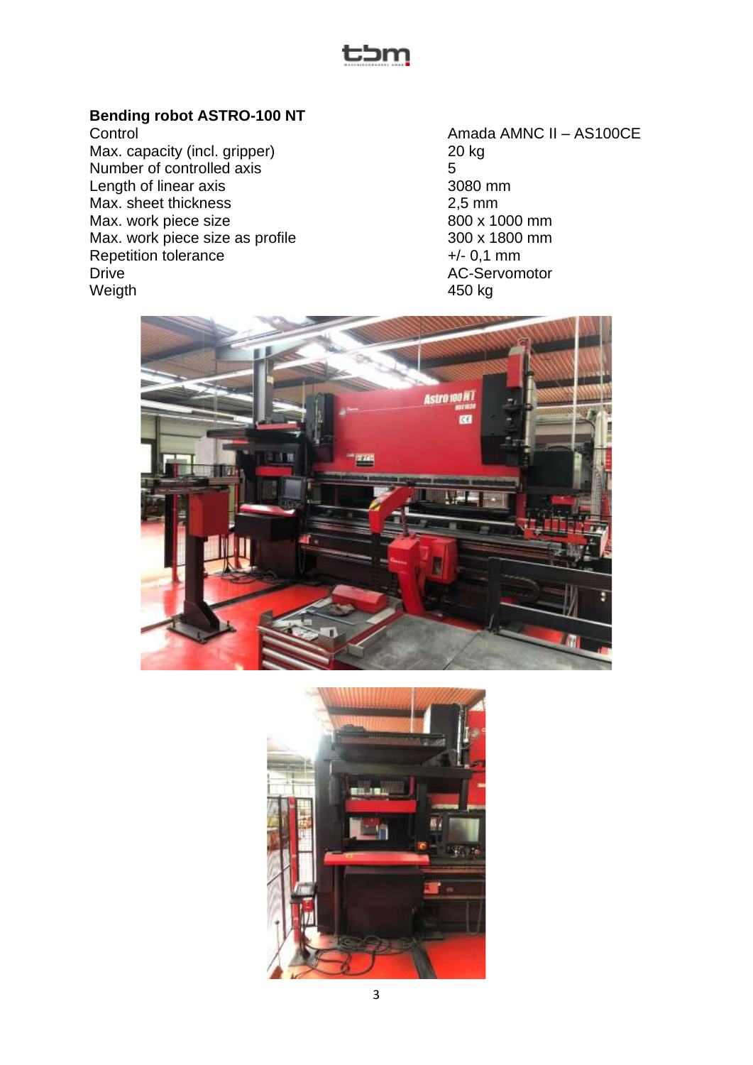**Bending robot ASTRO-100 NT**

| | |
|---|---|
| Control | Amada AMNC II – AS100CE |
| Max. capacity (incl. gripper) | 20 kg |
| Number of controlled axis | 5 |
| Length of linear axis | 3080 mm |
| Max. sheet thickness | 2,5 mm |
| Max. work piece size | 800 x 1000 mm |
| Max. work piece size as profile | 300 x 1800 mm |
| Repetition tolerance | +/- 0,1 mm |
| Drive | AC-Servomotor |
| Weigth | 450 kg |